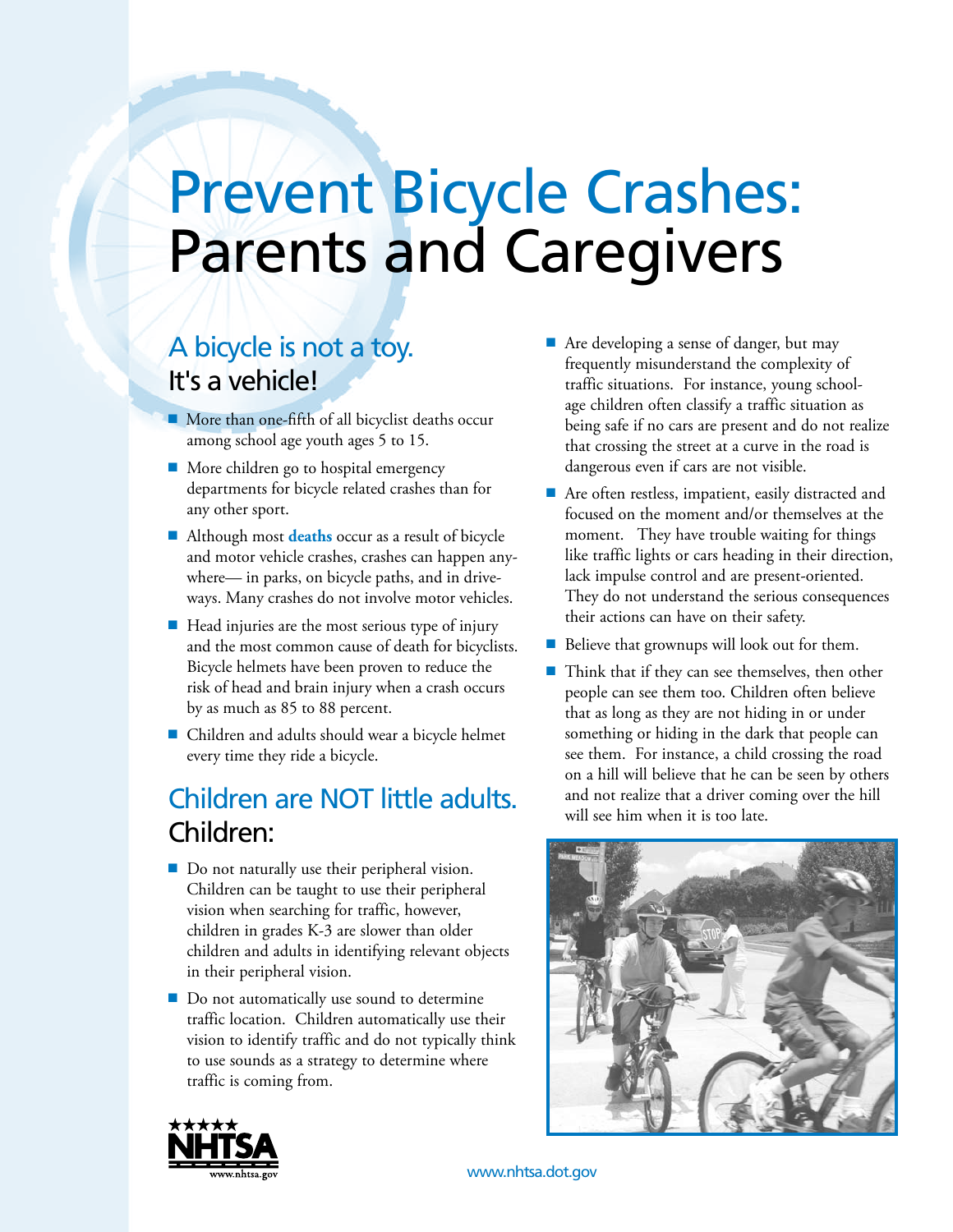# Prevent Bicycle Crashes: Parents and Caregivers

## A bicycle is not a toy. It's a vehicle!

- More than one-fifth of all bicyclist deaths occur among school age youth ages 5 to 15.
- More children go to hospital emergency departments for bicycle related crashes than for any other sport.
- Although most **deaths** occur as a result of bicycle and motor vehicle crashes, crashes can happen anywhere— in parks, on bicycle paths, and in driveways. Many crashes do not involve motor vehicles.
- Head injuries are the most serious type of injury and the most common cause of death for bicyclists. Bicycle helmets have been proven to reduce the risk of head and brain injury when a crash occurs by as much as 85 to 88 percent.
- Children and adults should wear a bicycle helmet every time they ride a bicycle.

## Children are NOT little adults. Children:

- Do not naturally use their peripheral vision. Children can be taught to use their peripheral vision when searching for traffic, however, children in grades K-3 are slower than older children and adults in identifying relevant objects in their peripheral vision.
- Do not automatically use sound to determine traffic location. Children automatically use their vision to identify traffic and do not typically think to use sounds as a strategy to determine where traffic is coming from.
- Are developing a sense of danger, but may frequently misunderstand the complexity of traffic situations. For instance, young school-age children often classify a traffic situation as being safe if no cars are present and do not realize that crossing the street at a curve in the road is dangerous even if cars are not visible.
- Are often restless, impatient, easily distracted and focused on the moment and/or themselves at the moment. They have trouble waiting for things like traffic lights or cars heading in their direction, lack impulse control and are present-oriented. They do not understand the serious consequences their actions can have on their safety.
- Believe that grownups will look out for them.
- Think that if they can see themselves, then other people can see them too. Children often believe that as long as they are not hiding in or under something or hiding in the dark that people can see them. For instance, a child crossing the road on a hill will believe that he can be seen by others and not realize that a driver coming over the hill will see him when it is too late.

www.nhtsa.dot.gov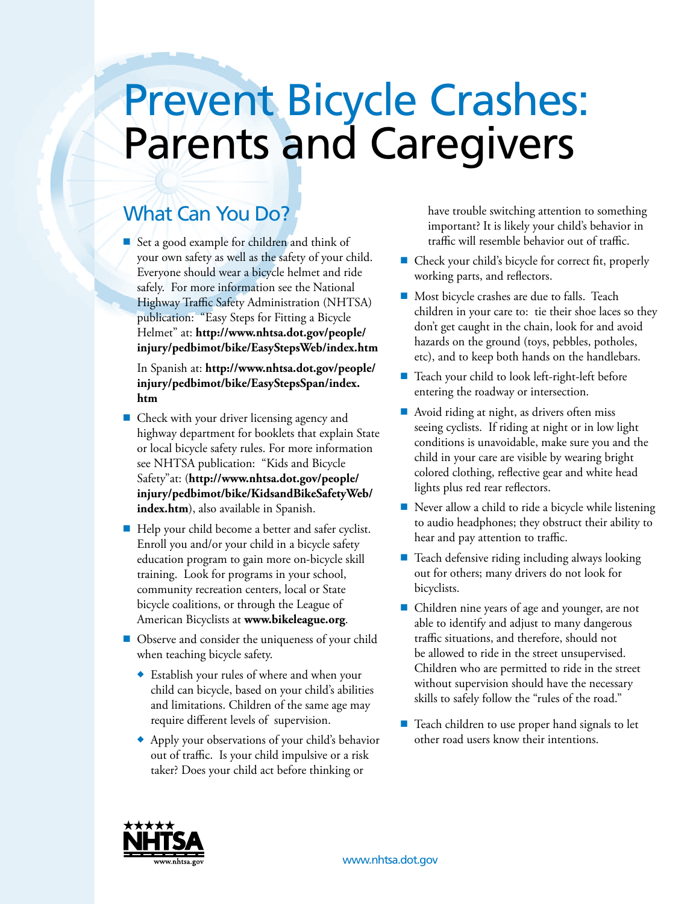# Prevent Bicycle Crashes: Parents and Caregivers

## What Can You Do?

- Set a good example for children and think of your own safety as well as the safety of your child. Everyone should wear a bicycle helmet and ride safely. For more information see the National Highway Traffic Safety Administration (NHTSA) publication: "Easy Steps for Fitting a Bicycle Helmet" at: **http://www.nhtsa.dot.gov/people/injury/pedbimot/bike/EasyStepsWeb/index.htm**

  In Spanish at: **http://www.nhtsa.dot.gov/people/injury/pedbimot/bike/EasyStepsSpan/index.htm**

- Check with your driver licensing agency and highway department for booklets that explain State or local bicycle safety rules. For more information see NHTSA publication: "Kids and Bicycle Safety"at: (**http://www.nhtsa.dot.gov/people/injury/pedbimot/bike/KidsandBikeSafetyWeb/index.htm**), also available in Spanish.
- Help your child become a better and safer cyclist. Enroll you and/or your child in a bicycle safety education program to gain more on-bicycle skill training. Look for programs in your school, community recreation centers, local or State bicycle coalitions, or through the League of American Bicyclists at **www.bikeleague.org**.
- Observe and consider the uniqueness of your child when teaching bicycle safety.
  - Establish your rules of where and when your child can bicycle, based on your child's abilities and limitations. Children of the same age may require different levels of supervision.
  - Apply your observations of your child's behavior out of traffic. Is your child impulsive or a risk taker? Does your child act before thinking or have trouble switching attention to something important? It is likely your child's behavior in traffic will resemble behavior out of traffic.
- Check your child's bicycle for correct fit, properly working parts, and reflectors.
- Most bicycle crashes are due to falls. Teach children in your care to: tie their shoe laces so they don't get caught in the chain, look for and avoid hazards on the ground (toys, pebbles, potholes, etc), and to keep both hands on the handlebars.
- Teach your child to look left-right-left before entering the roadway or intersection.
- Avoid riding at night, as drivers often miss seeing cyclists. If riding at night or in low light conditions is unavoidable, make sure you and the child in your care are visible by wearing bright colored clothing, reflective gear and white head lights plus red rear reflectors.
- Never allow a child to ride a bicycle while listening to audio headphones; they obstruct their ability to hear and pay attention to traffic.
- Teach defensive riding including always looking out for others; many drivers do not look for bicyclists.
- Children nine years of age and younger, are not able to identify and adjust to many dangerous traffic situations, and therefore, should not be allowed to ride in the street unsupervised. Children who are permitted to ride in the street without supervision should have the necessary skills to safely follow the "rules of the road."
- Teach children to use proper hand signals to let other road users know their intentions.

NHTSA www.nhtsa.gov

www.nhtsa.dot.gov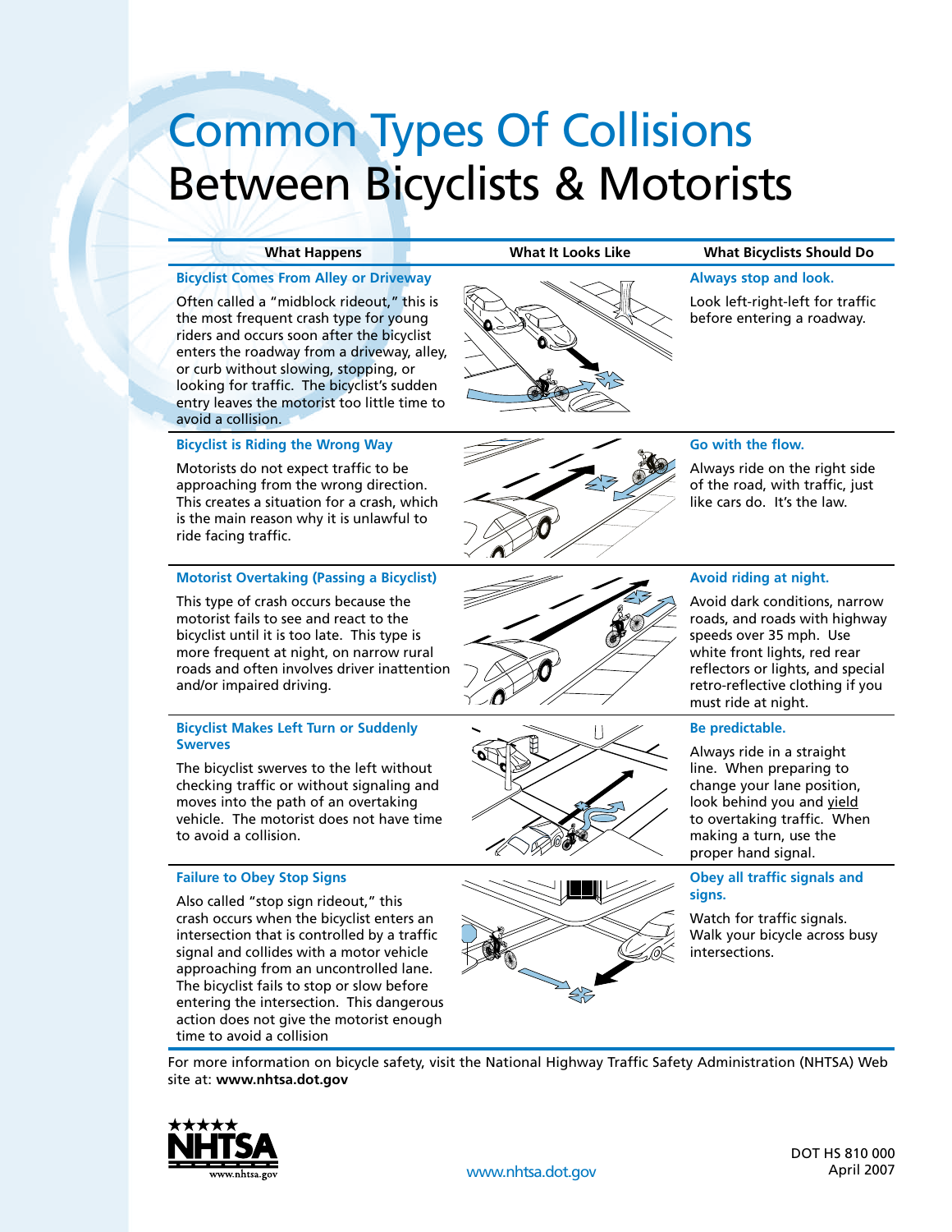# Common Types Of Collisions Between Bicyclists & Motorists

| What Happens | What It Looks Like | What Bicyclists Should Do |
| --- | --- | --- |
| **Bicyclist Comes From Alley or Driveway**<br>Often called a "midblock rideout," this is the most frequent crash type for young riders and occurs soon after the bicyclist enters the roadway from a driveway, alley, or curb without slowing, stopping, or looking for traffic. The bicyclist's sudden entry leaves the motorist too little time to avoid a collision. | | **Always stop and look.**<br>Look left-right-left for traffic before entering a roadway. |
| **Bicyclist is Riding the Wrong Way**<br>Motorists do not expect traffic to be approaching from the wrong direction. This creates a situation for a crash, which is the main reason why it is unlawful to ride facing traffic. | | **Go with the flow.**<br>Always ride on the right side of the road, with traffic, just like cars do. It's the law. |
| **Motorist Overtaking (Passing a Bicyclist)**<br>This type of crash occurs because the motorist fails to see and react to the bicyclist until it is too late. This type is more frequent at night, on narrow rural roads and often involves driver inattention and/or impaired driving. | | **Avoid riding at night.**<br>Avoid dark conditions, narrow roads, and roads with highway speeds over 35 mph. Use white front lights, red rear reflectors or lights, and special retro-reflective clothing if you must ride at night. |
| **Bicyclist Makes Left Turn or Suddenly Swerves**<br>The bicyclist swerves to the left without checking traffic or without signaling and moves into the path of an overtaking vehicle. The motorist does not have time to avoid a collision. | | **Be predictable.**<br>Always ride in a straight line. When preparing to change your lane position, look behind you and yield to overtaking traffic. When making a turn, use the proper hand signal. |
| **Failure to Obey Stop Signs**<br>Also called "stop sign rideout," this crash occurs when the bicyclist enters an intersection that is controlled by a traffic signal and collides with a motor vehicle approaching from an uncontrolled lane. The bicyclist fails to stop or slow before entering the intersection. This dangerous action does not give the motorist enough time to avoid a collision | | **Obey all traffic signals and signs.**<br>Watch for traffic signals. Walk your bicycle across busy intersections. |

For more information on bicycle safety, visit the National Highway Traffic Safety Administration (NHTSA) Web site at: **www.nhtsa.dot.gov**

NHTSA
www.nhtsa.gov

www.nhtsa.dot.gov

DOT HS 810 000
April 2007